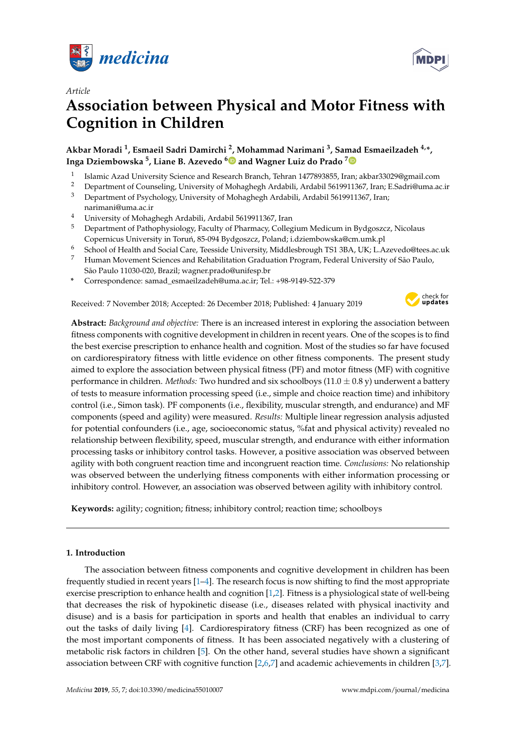*Article*

# Association between Physical and Motor Fitness with Cognition in Children

**Akbar Moradi [1], Esmaeil Sadri Damirchi [2], Mohammad Narimani [3], Samad Esmaeilzadeh [4,*], Inga Dziembowska [5], Liane B. Azevedo [6] and Wagner Luiz do Prado [7]**

[1] Islamic Azad University Science and Research Branch, Tehran 1477893855, Iran; akbar33029@gmail.com
[2] Department of Counseling, University of Mohaghegh Ardabili, Ardabil 5619911367, Iran; E.Sadri@uma.ac.ir
[3] Department of Psychology, University of Mohaghegh Ardabili, Ardabil 5619911367, Iran; narimani@uma.ac.ir
[4] University of Mohaghegh Ardabili, Ardabil 5619911367, Iran
[5] Department of Pathophysiology, Faculty of Pharmacy, Collegium Medicum in Bydgoszcz, Nicolaus Copernicus University in Toruń, 85-094 Bydgoszcz, Poland; i.dziembowska@cm.umk.pl
[6] School of Health and Social Care, Teesside University, Middlesbrough TS1 3BA, UK; L.Azevedo@tees.ac.uk
[7] Human Movement Sciences and Rehabilitation Graduation Program, Federal University of São Paulo, São Paulo 11030-020, Brazil; wagner.prado@unifesp.br
\* Correspondence: samad_esmaeilzadeh@uma.ac.ir; Tel.: +98-9149-522-379

Received: 7 November 2018; Accepted: 26 December 2018; Published: 4 January 2019

**Abstract:** *Background and objective:* There is an increased interest in exploring the association between fitness components with cognitive development in children in recent years. One of the scopes is to find the best exercise prescription to enhance health and cognition. Most of the studies so far have focused on cardiorespiratory fitness with little evidence on other fitness components. The present study aimed to explore the association between physical fitness (PF) and motor fitness (MF) with cognitive performance in children. *Methods:* Two hundred and six schoolboys (11.0 ± 0.8 y) underwent a battery of tests to measure information processing speed (i.e., simple and choice reaction time) and inhibitory control (i.e., Simon task). PF components (i.e., flexibility, muscular strength, and endurance) and MF components (speed and agility) were measured. *Results:* Multiple linear regression analysis adjusted for potential confounders (i.e., age, socioeconomic status, %fat and physical activity) revealed no relationship between flexibility, speed, muscular strength, and endurance with either information processing tasks or inhibitory control tasks. However, a positive association was observed between agility with both congruent reaction time and incongruent reaction time. *Conclusions:* No relationship was observed between the underlying fitness components with either information processing or inhibitory control. However, an association was observed between agility with inhibitory control.

**Keywords:** agility; cognition; fitness; inhibitory control; reaction time; schoolboys

## 1. Introduction

The association between fitness components and cognitive development in children has been frequently studied in recent years [1–4]. The research focus is now shifting to find the most appropriate exercise prescription to enhance health and cognition [1,2]. Fitness is a physiological state of well-being that decreases the risk of hypokinetic disease (i.e., diseases related with physical inactivity and disuse) and is a basis for participation in sports and health that enables an individual to carry out the tasks of daily living [4]. Cardiorespiratory fitness (CRF) has been recognized as one of the most important components of fitness. It has been associated negatively with a clustering of metabolic risk factors in children [5]. On the other hand, several studies have shown a significant association between CRF with cognitive function [2,6,7] and academic achievements in children [3,7].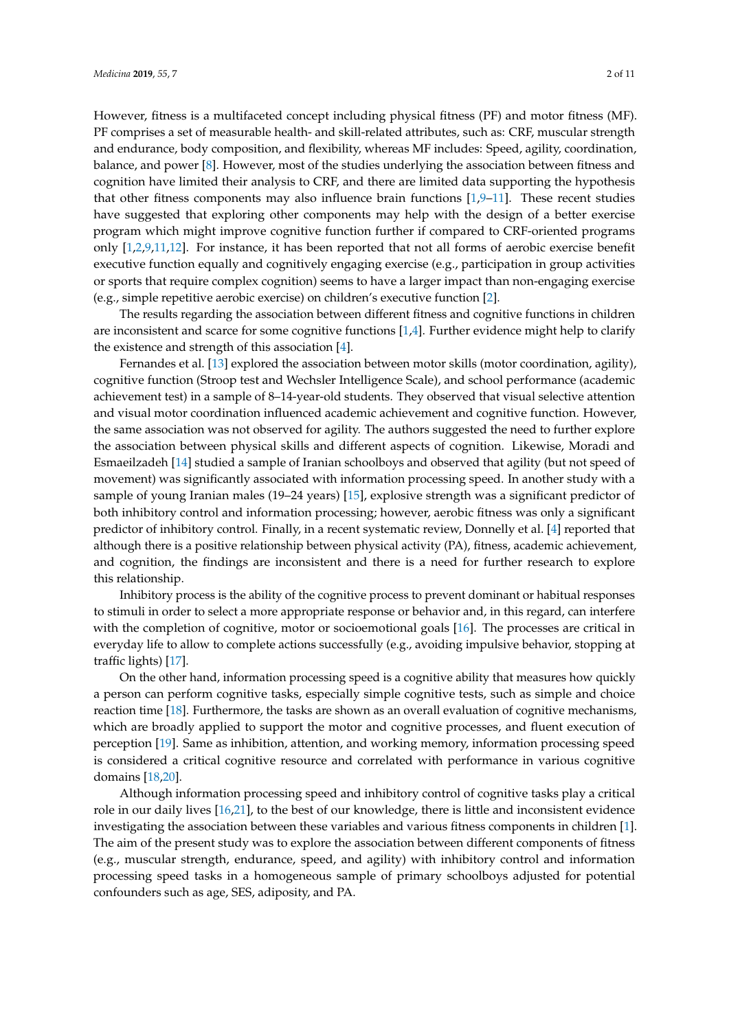However, fitness is a multifaceted concept including physical fitness (PF) and motor fitness (MF). PF comprises a set of measurable health- and skill-related attributes, such as: CRF, muscular strength and endurance, body composition, and flexibility, whereas MF includes: Speed, agility, coordination, balance, and power [8]. However, most of the studies underlying the association between fitness and cognition have limited their analysis to CRF, and there are limited data supporting the hypothesis that other fitness components may also influence brain functions [1,9–11]. These recent studies have suggested that exploring other components may help with the design of a better exercise program which might improve cognitive function further if compared to CRF-oriented programs only [1,2,9,11,12]. For instance, it has been reported that not all forms of aerobic exercise benefit executive function equally and cognitively engaging exercise (e.g., participation in group activities or sports that require complex cognition) seems to have a larger impact than non-engaging exercise (e.g., simple repetitive aerobic exercise) on children's executive function [2].

The results regarding the association between different fitness and cognitive functions in children are inconsistent and scarce for some cognitive functions [1,4]. Further evidence might help to clarify the existence and strength of this association [4].

Fernandes et al. [13] explored the association between motor skills (motor coordination, agility), cognitive function (Stroop test and Wechsler Intelligence Scale), and school performance (academic achievement test) in a sample of 8–14-year-old students. They observed that visual selective attention and visual motor coordination influenced academic achievement and cognitive function. However, the same association was not observed for agility. The authors suggested the need to further explore the association between physical skills and different aspects of cognition. Likewise, Moradi and Esmaeilzadeh [14] studied a sample of Iranian schoolboys and observed that agility (but not speed of movement) was significantly associated with information processing speed. In another study with a sample of young Iranian males (19–24 years) [15], explosive strength was a significant predictor of both inhibitory control and information processing; however, aerobic fitness was only a significant predictor of inhibitory control. Finally, in a recent systematic review, Donnelly et al. [4] reported that although there is a positive relationship between physical activity (PA), fitness, academic achievement, and cognition, the findings are inconsistent and there is a need for further research to explore this relationship.

Inhibitory process is the ability of the cognitive process to prevent dominant or habitual responses to stimuli in order to select a more appropriate response or behavior and, in this regard, can interfere with the completion of cognitive, motor or socioemotional goals [16]. The processes are critical in everyday life to allow to complete actions successfully (e.g., avoiding impulsive behavior, stopping at traffic lights) [17].

On the other hand, information processing speed is a cognitive ability that measures how quickly a person can perform cognitive tasks, especially simple cognitive tests, such as simple and choice reaction time [18]. Furthermore, the tasks are shown as an overall evaluation of cognitive mechanisms, which are broadly applied to support the motor and cognitive processes, and fluent execution of perception [19]. Same as inhibition, attention, and working memory, information processing speed is considered a critical cognitive resource and correlated with performance in various cognitive domains [18,20].

Although information processing speed and inhibitory control of cognitive tasks play a critical role in our daily lives [16,21], to the best of our knowledge, there is little and inconsistent evidence investigating the association between these variables and various fitness components in children [1]. The aim of the present study was to explore the association between different components of fitness (e.g., muscular strength, endurance, speed, and agility) with inhibitory control and information processing speed tasks in a homogeneous sample of primary schoolboys adjusted for potential confounders such as age, SES, adiposity, and PA.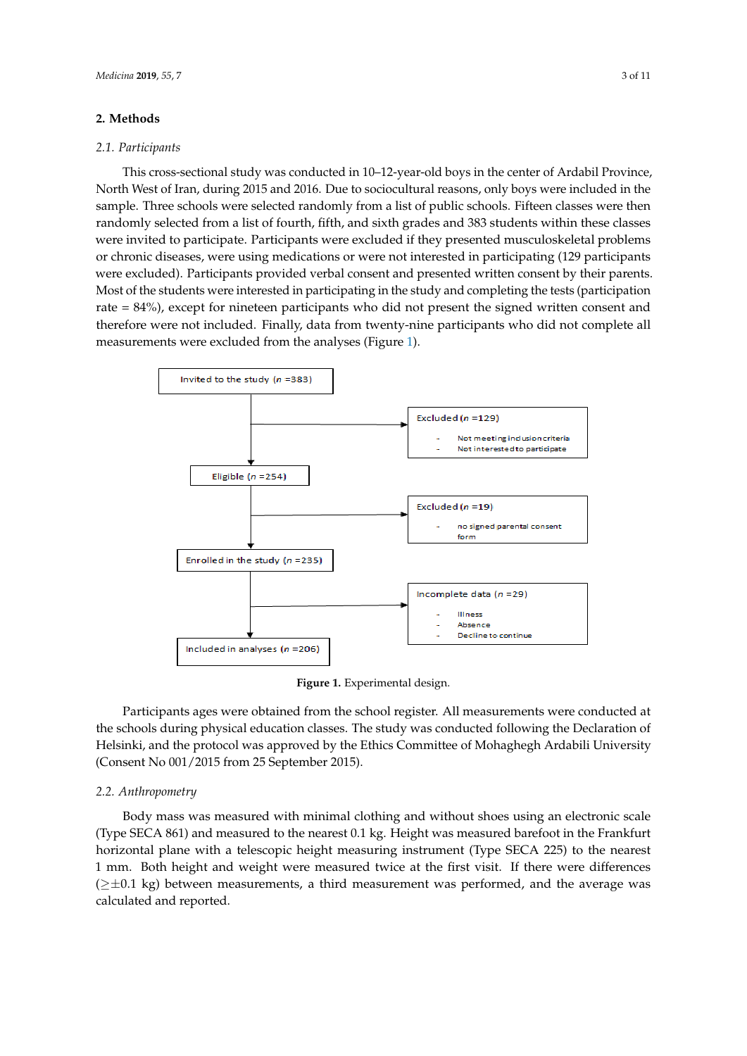## 2. Methods

### 2.1. Participants

This cross-sectional study was conducted in 10–12-year-old boys in the center of Ardabil Province, North West of Iran, during 2015 and 2016. Due to sociocultural reasons, only boys were included in the sample. Three schools were selected randomly from a list of public schools. Fifteen classes were then randomly selected from a list of fourth, fifth, and sixth grades and 383 students within these classes were invited to participate. Participants were excluded if they presented musculoskeletal problems or chronic diseases, were using medications or were not interested in participating (129 participants were excluded). Participants provided verbal consent and presented written consent by their parents. Most of the students were interested in participating in the study and completing the tests (participation rate = 84%), except for nineteen participants who did not present the signed written consent and therefore were not included. Finally, data from twenty-nine participants who did not complete all measurements were excluded from the analyses (Figure 1).

Invited to the study (*n* =383)

Excluded (*n* =129)
- Not meeting inclusion criteria
- Not interested to participate

Eligible (*n* =254)

Excluded (*n* =19)
- no signed parental consent form

Enrolled in the study (*n* =235)

Incomplete data (*n* =29)
- Illness
- Absence
- Decline to continue

Included in analyses (*n* =206)

**Figure 1.** Experimental design.

Participants ages were obtained from the school register. All measurements were conducted at the schools during physical education classes. The study was conducted following the Declaration of Helsinki, and the protocol was approved by the Ethics Committee of Mohaghegh Ardabili University (Consent No 001/2015 from 25 September 2015).

### 2.2. Anthropometry

Body mass was measured with minimal clothing and without shoes using an electronic scale (Type SECA 861) and measured to the nearest 0.1 kg. Height was measured barefoot in the Frankfurt horizontal plane with a telescopic height measuring instrument (Type SECA 225) to the nearest 1 mm. Both height and weight were measured twice at the first visit. If there were differences ($\geq \pm 0.1$ kg) between measurements, a third measurement was performed, and the average was calculated and reported.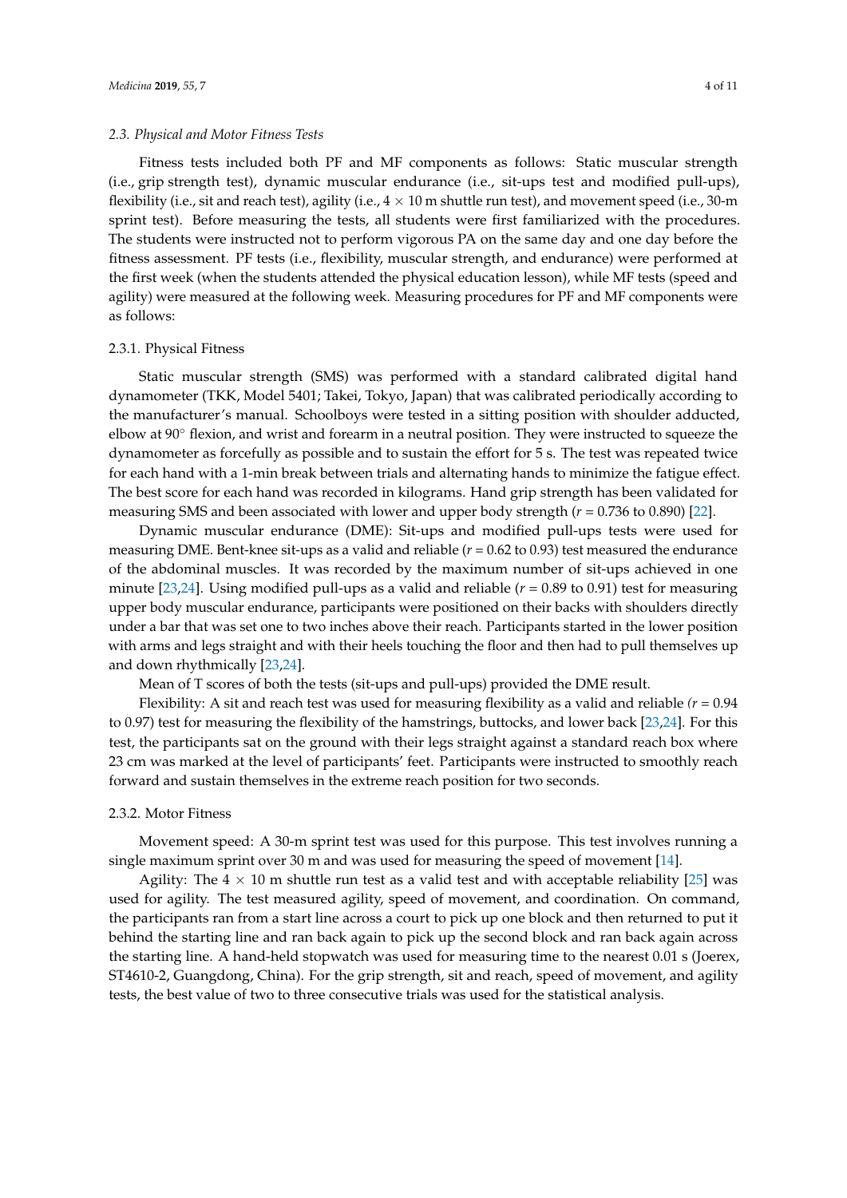### 2.3. Physical and Motor Fitness Tests

Fitness tests included both PF and MF components as follows: Static muscular strength (i.e., grip strength test), dynamic muscular endurance (i.e., sit-ups test and modified pull-ups), flexibility (i.e., sit and reach test), agility (i.e., $4 \times 10$ m shuttle run test), and movement speed (i.e., 30-m sprint test). Before measuring the tests, all students were first familiarized with the procedures. The students were instructed not to perform vigorous PA on the same day and one day before the fitness assessment. PF tests (i.e., flexibility, muscular strength, and endurance) were performed at the first week (when the students attended the physical education lesson), while MF tests (speed and agility) were measured at the following week. Measuring procedures for PF and MF components were as follows:

#### 2.3.1. Physical Fitness

Static muscular strength (SMS) was performed with a standard calibrated digital hand dynamometer (TKK, Model 5401; Takei, Tokyo, Japan) that was calibrated periodically according to the manufacturer's manual. Schoolboys were tested in a sitting position with shoulder adducted, elbow at 90° flexion, and wrist and forearm in a neutral position. They were instructed to squeeze the dynamometer as forcefully as possible and to sustain the effort for 5 s. The test was repeated twice for each hand with a 1-min break between trials and alternating hands to minimize the fatigue effect. The best score for each hand was recorded in kilograms. Hand grip strength has been validated for measuring SMS and been associated with lower and upper body strength ($r$ = 0.736 to 0.890) [22].

Dynamic muscular endurance (DME): Sit-ups and modified pull-ups tests were used for measuring DME. Bent-knee sit-ups as a valid and reliable ($r$ = 0.62 to 0.93) test measured the endurance of the abdominal muscles. It was recorded by the maximum number of sit-ups achieved in one minute [23,24]. Using modified pull-ups as a valid and reliable ($r$ = 0.89 to 0.91) test for measuring upper body muscular endurance, participants were positioned on their backs with shoulders directly under a bar that was set one to two inches above their reach. Participants started in the lower position with arms and legs straight and with their heels touching the floor and then had to pull themselves up and down rhythmically [23,24].

Mean of T scores of both the tests (sit-ups and pull-ups) provided the DME result.

Flexibility: A sit and reach test was used for measuring flexibility as a valid and reliable ($r$ = 0.94 to 0.97) test for measuring the flexibility of the hamstrings, buttocks, and lower back [23,24]. For this test, the participants sat on the ground with their legs straight against a standard reach box where 23 cm was marked at the level of participants' feet. Participants were instructed to smoothly reach forward and sustain themselves in the extreme reach position for two seconds.

#### 2.3.2. Motor Fitness

Movement speed: A 30-m sprint test was used for this purpose. This test involves running a single maximum sprint over 30 m and was used for measuring the speed of movement [14].

Agility: The $4 \times 10$ m shuttle run test as a valid test and with acceptable reliability [25] was used for agility. The test measured agility, speed of movement, and coordination. On command, the participants ran from a start line across a court to pick up one block and then returned to put it behind the starting line and ran back again to pick up the second block and ran back again across the starting line. A hand-held stopwatch was used for measuring time to the nearest 0.01 s (Joerex, ST4610-2, Guangdong, China). For the grip strength, sit and reach, speed of movement, and agility tests, the best value of two to three consecutive trials was used for the statistical analysis.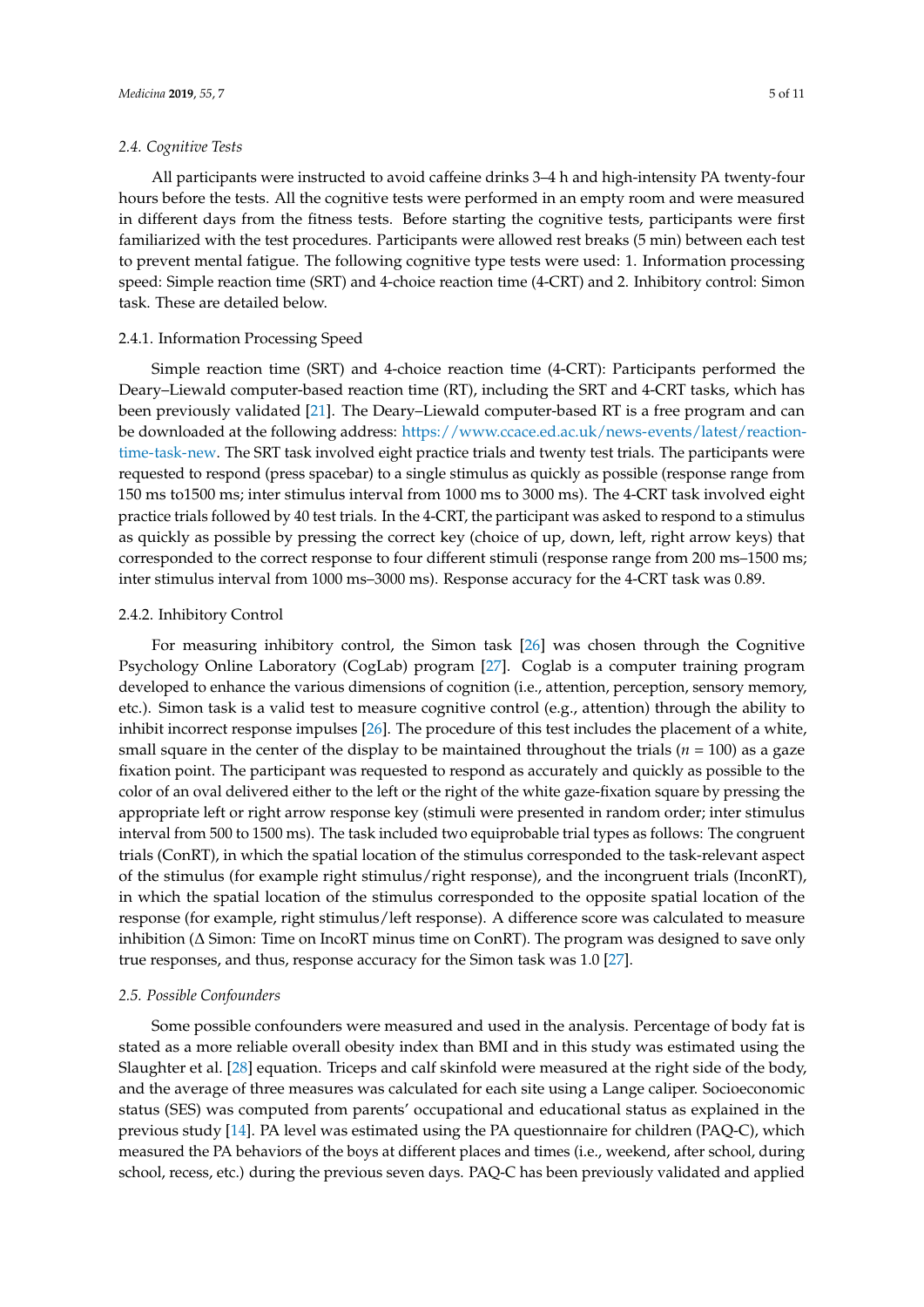### 2.4. Cognitive Tests

All participants were instructed to avoid caffeine drinks 3–4 h and high-intensity PA twenty-four hours before the tests. All the cognitive tests were performed in an empty room and were measured in different days from the fitness tests. Before starting the cognitive tests, participants were first familiarized with the test procedures. Participants were allowed rest breaks (5 min) between each test to prevent mental fatigue. The following cognitive type tests were used: 1. Information processing speed: Simple reaction time (SRT) and 4-choice reaction time (4-CRT) and 2. Inhibitory control: Simon task. These are detailed below.

#### 2.4.1. Information Processing Speed

Simple reaction time (SRT) and 4-choice reaction time (4-CRT): Participants performed the Deary–Liewald computer-based reaction time (RT), including the SRT and 4-CRT tasks, which has been previously validated [21]. The Deary–Liewald computer-based RT is a free program and can be downloaded at the following address: https://www.ccace.ed.ac.uk/news-events/latest/reaction-time-task-new. The SRT task involved eight practice trials and twenty test trials. The participants were requested to respond (press spacebar) to a single stimulus as quickly as possible (response range from 150 ms to1500 ms; inter stimulus interval from 1000 ms to 3000 ms). The 4-CRT task involved eight practice trials followed by 40 test trials. In the 4-CRT, the participant was asked to respond to a stimulus as quickly as possible by pressing the correct key (choice of up, down, left, right arrow keys) that corresponded to the correct response to four different stimuli (response range from 200 ms–1500 ms; inter stimulus interval from 1000 ms–3000 ms). Response accuracy for the 4-CRT task was 0.89.

#### 2.4.2. Inhibitory Control

For measuring inhibitory control, the Simon task [26] was chosen through the Cognitive Psychology Online Laboratory (CogLab) program [27]. Coglab is a computer training program developed to enhance the various dimensions of cognition (i.e., attention, perception, sensory memory, etc.). Simon task is a valid test to measure cognitive control (e.g., attention) through the ability to inhibit incorrect response impulses [26]. The procedure of this test includes the placement of a white, small square in the center of the display to be maintained throughout the trials ($n$ = 100) as a gaze fixation point. The participant was requested to respond as accurately and quickly as possible to the color of an oval delivered either to the left or the right of the white gaze-fixation square by pressing the appropriate left or right arrow response key (stimuli were presented in random order; inter stimulus interval from 500 to 1500 ms). The task included two equiprobable trial types as follows: The congruent trials (ConRT), in which the spatial location of the stimulus corresponded to the task-relevant aspect of the stimulus (for example right stimulus/right response), and the incongruent trials (InconRT), in which the spatial location of the stimulus corresponded to the opposite spatial location of the response (for example, right stimulus/left response). A difference score was calculated to measure inhibition (Δ Simon: Time on IncoRT minus time on ConRT). The program was designed to save only true responses, and thus, response accuracy for the Simon task was 1.0 [27].

### 2.5. Possible Confounders

Some possible confounders were measured and used in the analysis. Percentage of body fat is stated as a more reliable overall obesity index than BMI and in this study was estimated using the Slaughter et al. [28] equation. Triceps and calf skinfold were measured at the right side of the body, and the average of three measures was calculated for each site using a Lange caliper. Socioeconomic status (SES) was computed from parents' occupational and educational status as explained in the previous study [14]. PA level was estimated using the PA questionnaire for children (PAQ-C), which measured the PA behaviors of the boys at different places and times (i.e., weekend, after school, during school, recess, etc.) during the previous seven days. PAQ-C has been previously validated and applied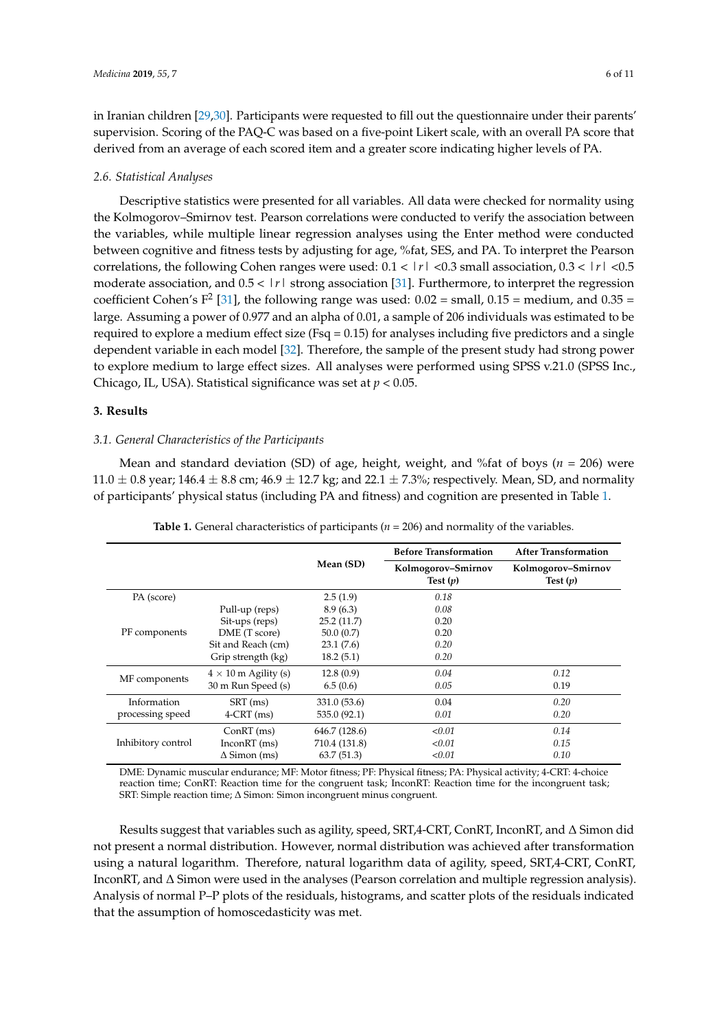in Iranian children [29,30]. Participants were requested to fill out the questionnaire under their parents' supervision. Scoring of the PAQ-C was based on a five-point Likert scale, with an overall PA score that derived from an average of each scored item and a greater score indicating higher levels of PA.

### 2.6. Statistical Analyses

Descriptive statistics were presented for all variables. All data were checked for normality using the Kolmogorov–Smirnov test. Pearson correlations were conducted to verify the association between the variables, while multiple linear regression analyses using the Enter method were conducted between cognitive and fitness tests by adjusting for age, %fat, SES, and PA. To interpret the Pearson correlations, the following Cohen ranges were used: $0.1 < |r| < 0.3$ small association, $0.3 < |r| < 0.5$ moderate association, and $0.5 < |r|$ strong association [31]. Furthermore, to interpret the regression coefficient Cohen's $F^2$ [31], the following range was used: 0.02 = small, 0.15 = medium, and 0.35 = large. Assuming a power of 0.977 and an alpha of 0.01, a sample of 206 individuals was estimated to be required to explore a medium effect size (Fsq = 0.15) for analyses including five predictors and a single dependent variable in each model [32]. Therefore, the sample of the present study had strong power to explore medium to large effect sizes. All analyses were performed using SPSS v.21.0 (SPSS Inc., Chicago, IL, USA). Statistical significance was set at $p < 0.05$.

## 3. Results

### 3.1. General Characteristics of the Participants

Mean and standard deviation (SD) of age, height, weight, and %fat of boys ($n$ = 206) were 11.0 ± 0.8 year; 146.4 ± 8.8 cm; 46.9 ± 12.7 kg; and 22.1 ± 7.3%; respectively. Mean, SD, and normality of participants' physical status (including PA and fitness) and cognition are presented in Table 1.

**Table 1.** General characteristics of participants ($n$ = 206) and normality of the variables.

| | | Mean (SD) | Before Transformation | After Transformation |
|---|---|---|---|---|
| | | | Kolmogorov–Smirnov Test ($p$) | Kolmogorov–Smirnov Test ($p$) |
| PA (score) | | 2.5 (1.9) | *0.18* | |
| PF components | Pull-up (reps) | 8.9 (6.3) | *0.08* | |
| | Sit-ups (reps) | 25.2 (11.7) | 0.20 | |
| | DME (T score) | 50.0 (0.7) | 0.20 | |
| | Sit and Reach (cm) | 23.1 (7.6) | *0.20* | |
| | Grip strength (kg) | 18.2 (5.1) | *0.20* | |
| MF components | 4 × 10 m Agility (s) | 12.8 (0.9) | *0.04* | *0.12* |
| | 30 m Run Speed (s) | 6.5 (0.6) | *0.05* | 0.19 |
| Information processing speed | SRT (ms) | 331.0 (53.6) | 0.04 | *0.20* |
| | 4-CRT (ms) | 535.0 (92.1) | *0.01* | *0.20* |
| Inhibitory control | ConRT (ms) | 646.7 (128.6) | *<0.01* | *0.14* |
| | InconRT (ms) | 710.4 (131.8) | *<0.01* | *0.15* |
| | Δ Simon (ms) | 63.7 (51.3) | *<0.01* | *0.10* |

DME: Dynamic muscular endurance; MF: Motor fitness; PF: Physical fitness; PA: Physical activity; 4-CRT: 4-choice reaction time; ConRT: Reaction time for the congruent task; InconRT: Reaction time for the incongruent task; SRT: Simple reaction time; Δ Simon: Simon incongruent minus congruent.

Results suggest that variables such as agility, speed, SRT,4-CRT, ConRT, InconRT, and Δ Simon did not present a normal distribution. However, normal distribution was achieved after transformation using a natural logarithm. Therefore, natural logarithm data of agility, speed, SRT,4-CRT, ConRT, InconRT, and Δ Simon were used in the analyses (Pearson correlation and multiple regression analysis). Analysis of normal P–P plots of the residuals, histograms, and scatter plots of the residuals indicated that the assumption of homoscedasticity was met.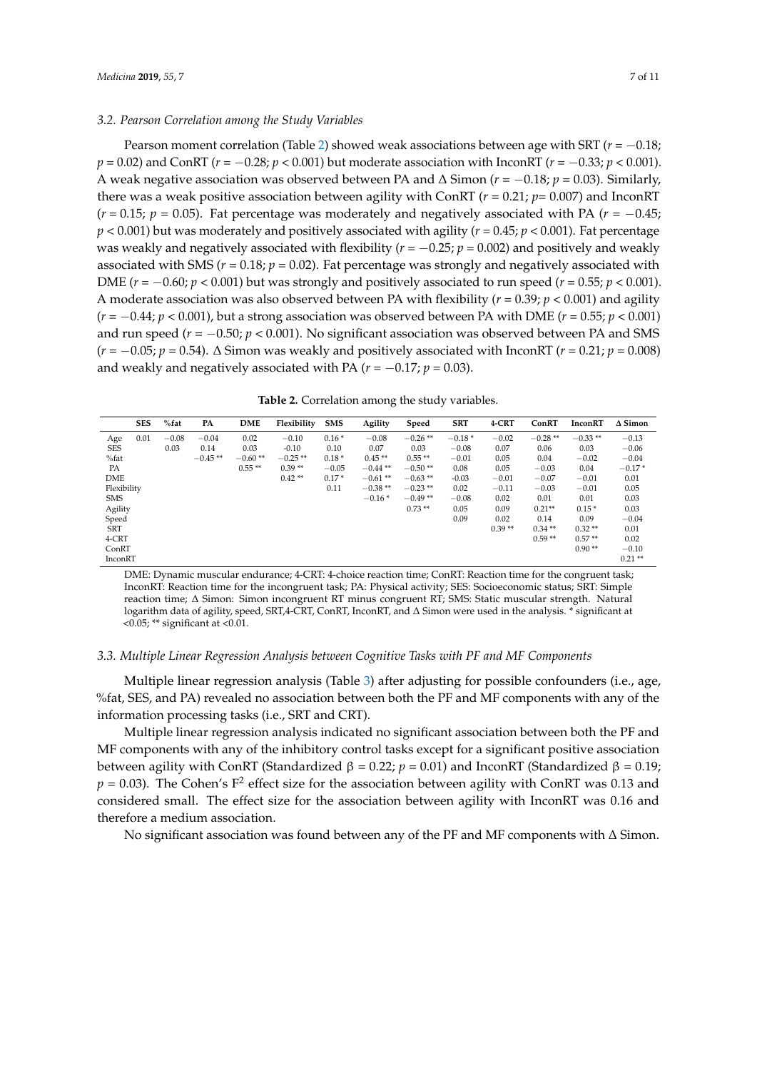### 3.2. Pearson Correlation among the Study Variables

Pearson moment correlation (Table 2) showed weak associations between age with SRT ($r = -0.18$; $p = 0.02$) and ConRT ($r = -0.28$; $p < 0.001$) but moderate association with InconRT ($r = -0.33$; $p < 0.001$). A weak negative association was observed between PA and Δ Simon ($r = -0.18$; $p = 0.03$). Similarly, there was a weak positive association between agility with ConRT ($r = 0.21$; $p = 0.007$) and InconRT ($r = 0.15$; $p = 0.05$). Fat percentage was moderately and negatively associated with PA ($r = -0.45$; $p < 0.001$) but was moderately and positively associated with agility ($r = 0.45$; $p < 0.001$). Fat percentage was weakly and negatively associated with flexibility ($r = -0.25$; $p = 0.002$) and positively and weakly associated with SMS ($r = 0.18$; $p = 0.02$). Fat percentage was strongly and negatively associated with DME ($r = -0.60$; $p < 0.001$) but was strongly and positively associated to run speed ($r = 0.55$; $p < 0.001$). A moderate association was also observed between PA with flexibility ($r = 0.39$; $p < 0.001$) and agility ($r = -0.44$; $p < 0.001$), but a strong association was observed between PA with DME ($r = 0.55$; $p < 0.001$) and run speed ($r = -0.50$; $p < 0.001$). No significant association was observed between PA and SMS ($r = -0.05$; $p = 0.54$). Δ Simon was weakly and positively associated with InconRT ($r = 0.21$; $p = 0.008$) and weakly and negatively associated with PA ($r = -0.17$; $p = 0.03$).

**Table 2.** Correlation among the study variables.

| | SES | %fat | PA | DME | Flexibility | SMS | Agility | Speed | SRT | 4-CRT | ConRT | InconRT | Δ Simon |
|---|---|---|---|---|---|---|---|---|---|---|---|---|---|
| Age | 0.01 | −0.08 | −0.04 | 0.02 | −0.10 | 0.16 * | −0.08 | −0.26 ** | −0.18 * | −0.02 | −0.28 ** | −0.33 ** | −0.13 |
| SES | | 0.03 | 0.14 | 0.03 | -0.10 | 0.10 | 0.07 | 0.03 | −0.08 | 0.07 | 0.06 | 0.03 | −0.06 |
| %fat | | | −0.45 ** | −0.60 ** | −0.25 ** | 0.18 * | 0.45 ** | 0.55 ** | −0.01 | 0.05 | 0.04 | −0.02 | −0.04 |
| PA | | | | 0.55 ** | 0.39 ** | −0.05 | −0.44 ** | −0.50 ** | 0.08 | 0.05 | −0.03 | 0.04 | −0.17 * |
| DME | | | | | 0.42 ** | 0.17 * | −0.61 ** | −0.63 ** | -0.03 | −0.01 | −0.07 | −0.01 | 0.01 |
| Flexibility | | | | | | 0.11 | −0.38 ** | −0.23 ** | 0.02 | −0.11 | −0.03 | −0.01 | 0.05 |
| SMS | | | | | | | −0.16 * | −0.49 ** | −0.08 | 0.02 | 0.01 | 0.01 | 0.03 |
| Agility | | | | | | | | 0.73 ** | 0.05 | 0.09 | 0.21** | 0.15 * | 0.03 |
| Speed | | | | | | | | | 0.09 | 0.02 | 0.14 | 0.09 | −0.04 |
| SRT | | | | | | | | | | 0.39 ** | 0.34 ** | 0.32 ** | 0.01 |
| 4-CRT | | | | | | | | | | | 0.59 ** | 0.57 ** | 0.02 |
| ConRT | | | | | | | | | | | | 0.90 ** | −0.10 |
| InconRT | | | | | | | | | | | | | 0.21 ** |

DME: Dynamic muscular endurance; 4-CRT: 4-choice reaction time; ConRT: Reaction time for the congruent task; InconRT: Reaction time for the incongruent task; PA: Physical activity; SES: Socioeconomic status; SRT: Simple reaction time; Δ Simon: Simon incongruent RT minus congruent RT; SMS: Static muscular strength. Natural logarithm data of agility, speed, SRT,4-CRT, ConRT, InconRT, and Δ Simon were used in the analysis. * significant at <0.05; ** significant at <0.01.

### 3.3. Multiple Linear Regression Analysis between Cognitive Tasks with PF and MF Components

Multiple linear regression analysis (Table 3) after adjusting for possible confounders (i.e., age, %fat, SES, and PA) revealed no association between both the PF and MF components with any of the information processing tasks (i.e., SRT and CRT).

Multiple linear regression analysis indicated no significant association between both the PF and MF components with any of the inhibitory control tasks except for a significant positive association between agility with ConRT (Standardized $\beta = 0.22$; $p = 0.01$) and InconRT (Standardized $\beta = 0.19$; $p = 0.03$). The Cohen's $F^2$ effect size for the association between agility with ConRT was 0.13 and considered small. The effect size for the association between agility with InconRT was 0.16 and therefore a medium association.

No significant association was found between any of the PF and MF components with Δ Simon.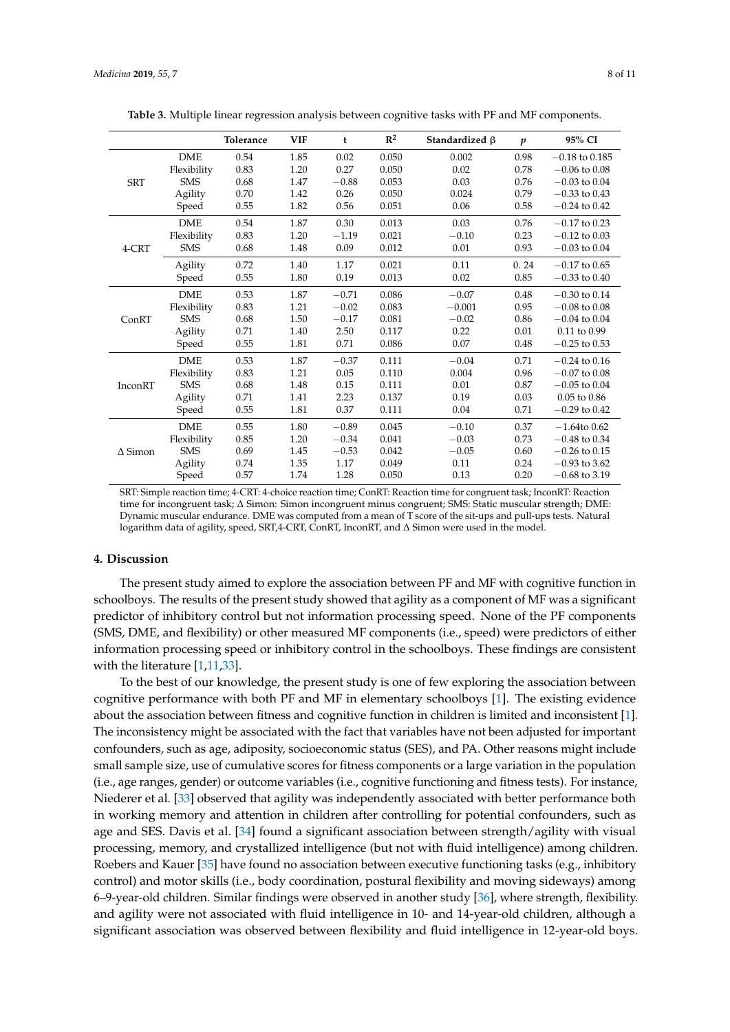**Table 3.** Multiple linear regression analysis between cognitive tasks with PF and MF components.

| | | Tolerance | VIF | t | $R^2$ | Standardized β | *p* | 95% CI |
|---|---|---|---|---|---|---|---|---|
| SRT | DME | 0.54 | 1.85 | 0.02 | 0.050 | 0.002 | 0.98 | −0.18 to 0.185 |
| | Flexibility | 0.83 | 1.20 | 0.27 | 0.050 | 0.02 | 0.78 | −0.06 to 0.08 |
| | SMS | 0.68 | 1.47 | −0.88 | 0.053 | 0.03 | 0.76 | −0.03 to 0.04 |
| | Agility | 0.70 | 1.42 | 0.26 | 0.050 | 0.024 | 0.79 | −0.33 to 0.43 |
| | Speed | 0.55 | 1.82 | 0.56 | 0.051 | 0.06 | 0.58 | −0.24 to 0.42 |
| 4-CRT | DME | 0.54 | 1.87 | 0.30 | 0.013 | 0.03 | 0.76 | −0.17 to 0.23 |
| | Flexibility | 0.83 | 1.20 | −1.19 | 0.021 | −0.10 | 0.23 | −0.12 to 0.03 |
| | SMS | 0.68 | 1.48 | 0.09 | 0.012 | 0.01 | 0.93 | −0.03 to 0.04 |
| | Agility | 0.72 | 1.40 | 1.17 | 0.021 | 0.11 | 0. 24 | −0.17 to 0.65 |
| | Speed | 0.55 | 1.80 | 0.19 | 0.013 | 0.02 | 0.85 | −0.33 to 0.40 |
| ConRT | DME | 0.53 | 1.87 | −0.71 | 0.086 | −0.07 | 0.48 | −0.30 to 0.14 |
| | Flexibility | 0.83 | 1.21 | −0.02 | 0.083 | −0.001 | 0.95 | −0.08 to 0.08 |
| | SMS | 0.68 | 1.50 | −0.17 | 0.081 | −0.02 | 0.86 | −0.04 to 0.04 |
| | Agility | 0.71 | 1.40 | 2.50 | 0.117 | 0.22 | 0.01 | 0.11 to 0.99 |
| | Speed | 0.55 | 1.81 | 0.71 | 0.086 | 0.07 | 0.48 | −0.25 to 0.53 |
| InconRT | DME | 0.53 | 1.87 | −0.37 | 0.111 | −0.04 | 0.71 | −0.24 to 0.16 |
| | Flexibility | 0.83 | 1.21 | 0.05 | 0.110 | 0.004 | 0.96 | −0.07 to 0.08 |
| | SMS | 0.68 | 1.48 | 0.15 | 0.111 | 0.01 | 0.87 | −0.05 to 0.04 |
| | Agility | 0.71 | 1.41 | 2.23 | 0.137 | 0.19 | 0.03 | 0.05 to 0.86 |
| | Speed | 0.55 | 1.81 | 0.37 | 0.111 | 0.04 | 0.71 | −0.29 to 0.42 |
| Δ Simon | DME | 0.55 | 1.80 | −0.89 | 0.045 | −0.10 | 0.37 | −1.64to 0.62 |
| | Flexibility | 0.85 | 1.20 | −0.34 | 0.041 | −0.03 | 0.73 | −0.48 to 0.34 |
| | SMS | 0.69 | 1.45 | −0.53 | 0.042 | −0.05 | 0.60 | −0.26 to 0.15 |
| | Agility | 0.74 | 1.35 | 1.17 | 0.049 | 0.11 | 0.24 | −0.93 to 3.62 |
| | Speed | 0.57 | 1.74 | 1.28 | 0.050 | 0.13 | 0.20 | −0.68 to 3.19 |

SRT: Simple reaction time; 4-CRT: 4-choice reaction time; ConRT: Reaction time for congruent task; InconRT: Reaction time for incongruent task; Δ Simon: Simon incongruent minus congruent; SMS: Static muscular strength; DME: Dynamic muscular endurance. DME was computed from a mean of T score of the sit-ups and pull-ups tests. Natural logarithm data of agility, speed, SRT,4-CRT, ConRT, InconRT, and Δ Simon were used in the model.

## 4. Discussion

The present study aimed to explore the association between PF and MF with cognitive function in schoolboys. The results of the present study showed that agility as a component of MF was a significant predictor of inhibitory control but not information processing speed. None of the PF components (SMS, DME, and flexibility) or other measured MF components (i.e., speed) were predictors of either information processing speed or inhibitory control in the schoolboys. These findings are consistent with the literature [1,11,33].

To the best of our knowledge, the present study is one of few exploring the association between cognitive performance with both PF and MF in elementary schoolboys [1]. The existing evidence about the association between fitness and cognitive function in children is limited and inconsistent [1]. The inconsistency might be associated with the fact that variables have not been adjusted for important confounders, such as age, adiposity, socioeconomic status (SES), and PA. Other reasons might include small sample size, use of cumulative scores for fitness components or a large variation in the population (i.e., age ranges, gender) or outcome variables (i.e., cognitive functioning and fitness tests). For instance, Niederer et al. [33] observed that agility was independently associated with better performance both in working memory and attention in children after controlling for potential confounders, such as age and SES. Davis et al. [34] found a significant association between strength/agility with visual processing, memory, and crystallized intelligence (but not with fluid intelligence) among children. Roebers and Kauer [35] have found no association between executive functioning tasks (e.g., inhibitory control) and motor skills (i.e., body coordination, postural flexibility and moving sideways) among 6–9-year-old children. Similar findings were observed in another study [36], where strength, flexibility. and agility were not associated with fluid intelligence in 10- and 14-year-old children, although a significant association was observed between flexibility and fluid intelligence in 12-year-old boys.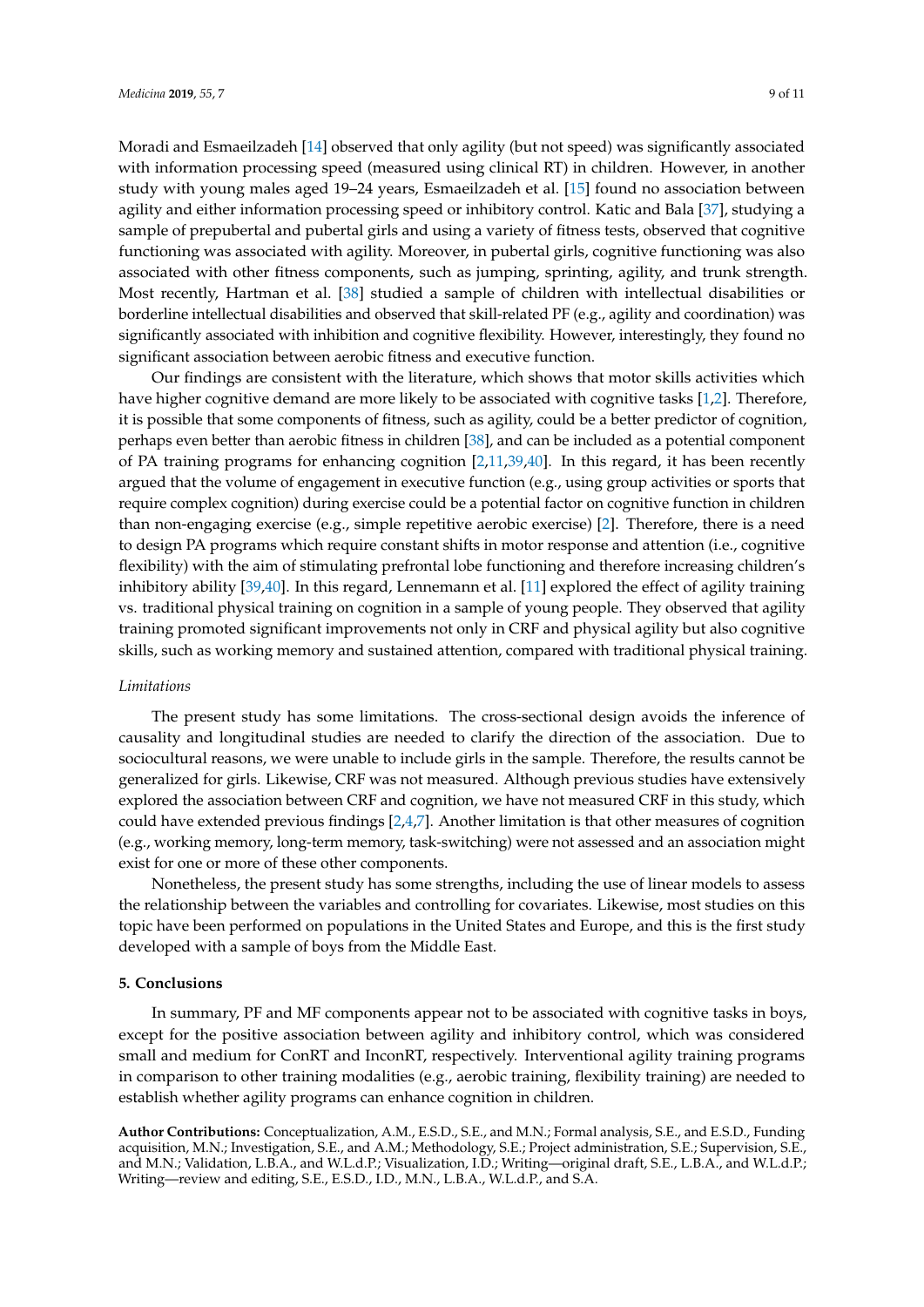Moradi and Esmaeilzadeh [14] observed that only agility (but not speed) was significantly associated with information processing speed (measured using clinical RT) in children. However, in another study with young males aged 19–24 years, Esmaeilzadeh et al. [15] found no association between agility and either information processing speed or inhibitory control. Katic and Bala [37], studying a sample of prepubertal and pubertal girls and using a variety of fitness tests, observed that cognitive functioning was associated with agility. Moreover, in pubertal girls, cognitive functioning was also associated with other fitness components, such as jumping, sprinting, agility, and trunk strength. Most recently, Hartman et al. [38] studied a sample of children with intellectual disabilities or borderline intellectual disabilities and observed that skill-related PF (e.g., agility and coordination) was significantly associated with inhibition and cognitive flexibility. However, interestingly, they found no significant association between aerobic fitness and executive function.

Our findings are consistent with the literature, which shows that motor skills activities which have higher cognitive demand are more likely to be associated with cognitive tasks [1,2]. Therefore, it is possible that some components of fitness, such as agility, could be a better predictor of cognition, perhaps even better than aerobic fitness in children [38], and can be included as a potential component of PA training programs for enhancing cognition [2,11,39,40]. In this regard, it has been recently argued that the volume of engagement in executive function (e.g., using group activities or sports that require complex cognition) during exercise could be a potential factor on cognitive function in children than non-engaging exercise (e.g., simple repetitive aerobic exercise) [2]. Therefore, there is a need to design PA programs which require constant shifts in motor response and attention (i.e., cognitive flexibility) with the aim of stimulating prefrontal lobe functioning and therefore increasing children's inhibitory ability [39,40]. In this regard, Lennemann et al. [11] explored the effect of agility training vs. traditional physical training on cognition in a sample of young people. They observed that agility training promoted significant improvements not only in CRF and physical agility but also cognitive skills, such as working memory and sustained attention, compared with traditional physical training.

*Limitations*

The present study has some limitations. The cross-sectional design avoids the inference of causality and longitudinal studies are needed to clarify the direction of the association. Due to sociocultural reasons, we were unable to include girls in the sample. Therefore, the results cannot be generalized for girls. Likewise, CRF was not measured. Although previous studies have extensively explored the association between CRF and cognition, we have not measured CRF in this study, which could have extended previous findings [2,4,7]. Another limitation is that other measures of cognition (e.g., working memory, long-term memory, task-switching) were not assessed and an association might exist for one or more of these other components.

Nonetheless, the present study has some strengths, including the use of linear models to assess the relationship between the variables and controlling for covariates. Likewise, most studies on this topic have been performed on populations in the United States and Europe, and this is the first study developed with a sample of boys from the Middle East.

## 5. Conclusions

In summary, PF and MF components appear not to be associated with cognitive tasks in boys, except for the positive association between agility and inhibitory control, which was considered small and medium for ConRT and InconRT, respectively. Interventional agility training programs in comparison to other training modalities (e.g., aerobic training, flexibility training) are needed to establish whether agility programs can enhance cognition in children.

**Author Contributions:** Conceptualization, A.M., E.S.D., S.E., and M.N.; Formal analysis, S.E., and E.S.D., Funding acquisition, M.N.; Investigation, S.E., and A.M.; Methodology, S.E.; Project administration, S.E.; Supervision, S.E., and M.N.; Validation, L.B.A., and W.L.d.P.; Visualization, I.D.; Writing—original draft, S.E., L.B.A., and W.L.d.P.; Writing—review and editing, S.E., E.S.D., I.D., M.N., L.B.A., W.L.d.P., and S.A.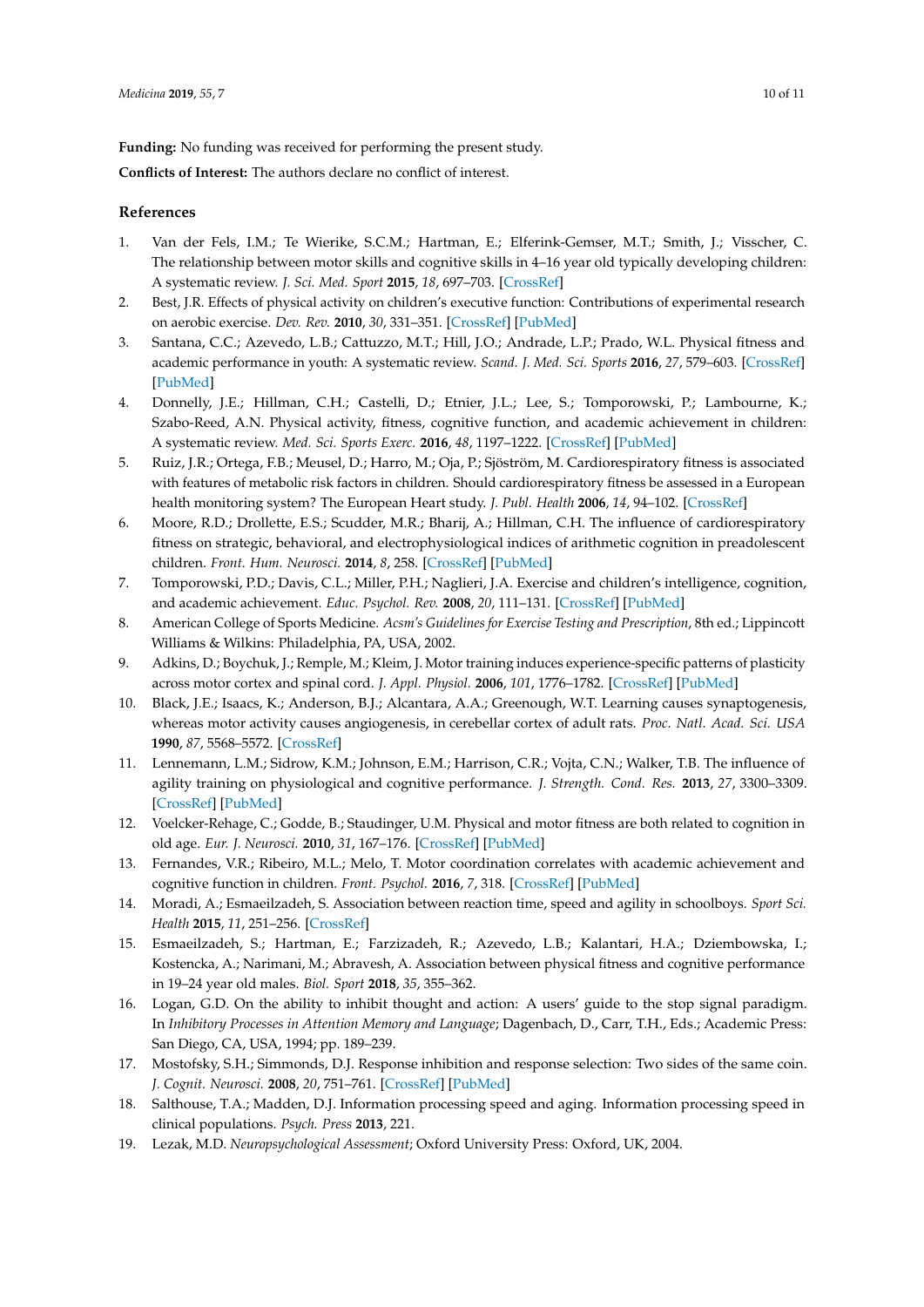**Funding:** No funding was received for performing the present study.

**Conflicts of Interest:** The authors declare no conflict of interest.

## References

1. Van der Fels, I.M.; Te Wierike, S.C.M.; Hartman, E.; Elferink-Gemser, M.T.; Smith, J.; Visscher, C. The relationship between motor skills and cognitive skills in 4–16 year old typically developing children: A systematic review. *J. Sci. Med. Sport* **2015**, *18*, 697–703. [CrossRef]
2. Best, J.R. Effects of physical activity on children's executive function: Contributions of experimental research on aerobic exercise. *Dev. Rev.* **2010**, *30*, 331–351. [CrossRef] [PubMed]
3. Santana, C.C.; Azevedo, L.B.; Cattuzzo, M.T.; Hill, J.O.; Andrade, L.P.; Prado, W.L. Physical fitness and academic performance in youth: A systematic review. *Scand. J. Med. Sci. Sports* **2016**, *27*, 579–603. [CrossRef] [PubMed]
4. Donnelly, J.E.; Hillman, C.H.; Castelli, D.; Etnier, J.L.; Lee, S.; Tomporowski, P.; Lambourne, K.; Szabo-Reed, A.N. Physical activity, fitness, cognitive function, and academic achievement in children: A systematic review. *Med. Sci. Sports Exerc.* **2016**, *48*, 1197–1222. [CrossRef] [PubMed]
5. Ruiz, J.R.; Ortega, F.B.; Meusel, D.; Harro, M.; Oja, P.; Sjöström, M. Cardiorespiratory fitness is associated with features of metabolic risk factors in children. Should cardiorespiratory fitness be assessed in a European health monitoring system? The European Heart study. *J. Publ. Health* **2006**, *14*, 94–102. [CrossRef]
6. Moore, R.D.; Drollette, E.S.; Scudder, M.R.; Bharij, A.; Hillman, C.H. The influence of cardiorespiratory fitness on strategic, behavioral, and electrophysiological indices of arithmetic cognition in preadolescent children. *Front. Hum. Neurosci.* **2014**, *8*, 258. [CrossRef] [PubMed]
7. Tomporowski, P.D.; Davis, C.L.; Miller, P.H.; Naglieri, J.A. Exercise and children's intelligence, cognition, and academic achievement. *Educ. Psychol. Rev.* **2008**, *20*, 111–131. [CrossRef] [PubMed]
8. American College of Sports Medicine. *Acsm's Guidelines for Exercise Testing and Prescription*, 8th ed.; Lippincott Williams & Wilkins: Philadelphia, PA, USA, 2002.
9. Adkins, D.; Boychuk, J.; Remple, M.; Kleim, J. Motor training induces experience-specific patterns of plasticity across motor cortex and spinal cord. *J. Appl. Physiol.* **2006**, *101*, 1776–1782. [CrossRef] [PubMed]
10. Black, J.E.; Isaacs, K.; Anderson, B.J.; Alcantara, A.A.; Greenough, W.T. Learning causes synaptogenesis, whereas motor activity causes angiogenesis, in cerebellar cortex of adult rats. *Proc. Natl. Acad. Sci. USA* **1990**, *87*, 5568–5572. [CrossRef]
11. Lennemann, L.M.; Sidrow, K.M.; Johnson, E.M.; Harrison, C.R.; Vojta, C.N.; Walker, T.B. The influence of agility training on physiological and cognitive performance. *J. Strength. Cond. Res.* **2013**, *27*, 3300–3309. [CrossRef] [PubMed]
12. Voelcker-Rehage, C.; Godde, B.; Staudinger, U.M. Physical and motor fitness are both related to cognition in old age. *Eur. J. Neurosci.* **2010**, *31*, 167–176. [CrossRef] [PubMed]
13. Fernandes, V.R.; Ribeiro, M.L.; Melo, T. Motor coordination correlates with academic achievement and cognitive function in children. *Front. Psychol.* **2016**, *7*, 318. [CrossRef] [PubMed]
14. Moradi, A.; Esmaeilzadeh, S. Association between reaction time, speed and agility in schoolboys. *Sport Sci. Health* **2015**, *11*, 251–256. [CrossRef]
15. Esmaeilzadeh, S.; Hartman, E.; Farzizadeh, R.; Azevedo, L.B.; Kalantari, H.A.; Dziembowska, I.; Kostencka, A.; Narimani, M.; Abravesh, A. Association between physical fitness and cognitive performance in 19–24 year old males. *Biol. Sport* **2018**, *35*, 355–362.
16. Logan, G.D. On the ability to inhibit thought and action: A users' guide to the stop signal paradigm. In *Inhibitory Processes in Attention Memory and Language*; Dagenbach, D., Carr, T.H., Eds.; Academic Press: San Diego, CA, USA, 1994; pp. 189–239.
17. Mostofsky, S.H.; Simmonds, D.J. Response inhibition and response selection: Two sides of the same coin. *J. Cognit. Neurosci.* **2008**, *20*, 751–761. [CrossRef] [PubMed]
18. Salthouse, T.A.; Madden, D.J. Information processing speed and aging. Information processing speed in clinical populations. *Psych. Press* **2013**, 221.
19. Lezak, M.D. *Neuropsychological Assessment*; Oxford University Press: Oxford, UK, 2004.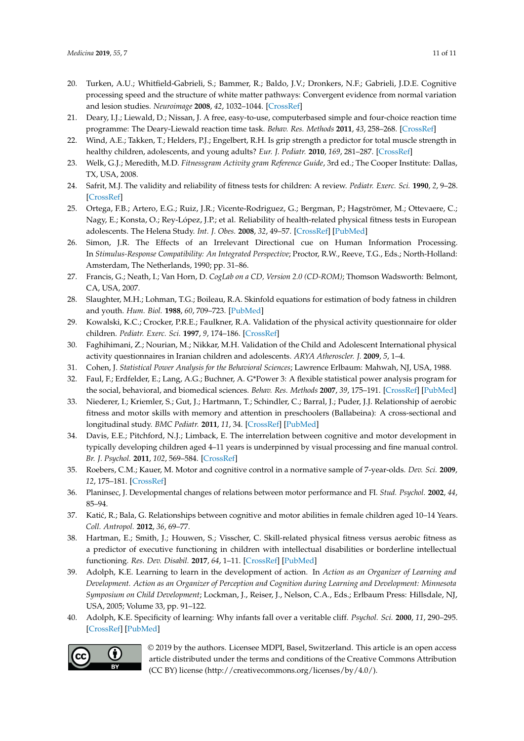20. Turken, A.U.; Whitfield-Gabrieli, S.; Bammer, R.; Baldo, J.V.; Dronkers, N.F.; Gabrieli, J.D.E. Cognitive processing speed and the structure of white matter pathways: Convergent evidence from normal variation and lesion studies. *Neuroimage* **2008**, *42*, 1032–1044. [CrossRef]
21. Deary, I.J.; Liewald, D.; Nissan, J. A free, easy-to-use, computerbased simple and four-choice reaction time programme: The Deary-Liewald reaction time task. *Behav. Res. Methods* **2011**, *43*, 258–268. [CrossRef]
22. Wind, A.E.; Takken, T.; Helders, P.J.; Engelbert, R.H. Is grip strength a predictor for total muscle strength in healthy children, adolescents, and young adults? *Eur. J. Pediatr.* **2010**, *169*, 281–287. [CrossRef]
23. Welk, G.J.; Meredith, M.D. *Fitnessgram Activity gram Reference Guide*, 3rd ed.; The Cooper Institute: Dallas, TX, USA, 2008.
24. Safrit, M.J. The validity and reliability of fitness tests for children: A review. *Pediatr. Exerc. Sci.* **1990**, *2*, 9–28. [CrossRef]
25. Ortega, F.B.; Artero, E.G.; Ruiz, J.R.; Vicente-Rodriguez, G.; Bergman, P.; Hagströmer, M.; Ottevaere, C.; Nagy, E.; Konsta, O.; Rey-López, J.P.; et al. Reliability of health-related physical fitness tests in European adolescents. The Helena Study. *Int. J. Obes.* **2008**, *32*, 49–57. [CrossRef] [PubMed]
26. Simon, J.R. The Effects of an Irrelevant Directional cue on Human Information Processing. In *Stimulus-Response Compatibility: An Integrated Perspective*; Proctor, R.W., Reeve, T.G., Eds.; North-Holland: Amsterdam, The Netherlands, 1990; pp. 31–86.
27. Francis, G.; Neath, I.; Van Horn, D. *CogLab on a CD, Version 2.0 (CD-ROM)*; Thomson Wadsworth: Belmont, CA, USA, 2007.
28. Slaughter, M.H.; Lohman, T.G.; Boileau, R.A. Skinfold equations for estimation of body fatness in children and youth. *Hum. Biol.* **1988**, *60*, 709–723. [PubMed]
29. Kowalski, K.C.; Crocker, P.R.E.; Faulkner, R.A. Validation of the physical activity questionnaire for older children. *Pediatr. Exerc. Sci.* **1997**, *9*, 174–186. [CrossRef]
30. Faghihimani, Z.; Nourian, M.; Nikkar, M.H. Validation of the Child and Adolescent International physical activity questionnaires in Iranian children and adolescents. *ARYA Atheroscler. J.* **2009**, *5*, 1–4.
31. Cohen, J. *Statistical Power Analysis for the Behavioral Sciences*; Lawrence Erlbaum: Mahwah, NJ, USA, 1988.
32. Faul, F.; Erdfelder, E.; Lang, A.G.; Buchner, A. G*Power 3: A flexible statistical power analysis program for the social, behavioral, and biomedical sciences. *Behav. Res. Methods* **2007**, *39*, 175–191. [CrossRef] [PubMed]
33. Niederer, I.; Kriemler, S.; Gut, J.; Hartmann, T.; Schindler, C.; Barral, J.; Puder, J.J. Relationship of aerobic fitness and motor skills with memory and attention in preschoolers (Ballabeina): A cross-sectional and longitudinal study. *BMC Pediatr.* **2011**, *11*, 34. [CrossRef] [PubMed]
34. Davis, E.E.; Pitchford, N.J.; Limback, E. The interrelation between cognitive and motor development in typically developing children aged 4–11 years is underpinned by visual processing and fine manual control. *Br. J. Psychol.* **2011**, *102*, 569–584. [CrossRef]
35. Roebers, C.M.; Kauer, M. Motor and cognitive control in a normative sample of 7-year-olds. *Dev. Sci.* **2009**, *12*, 175–181. [CrossRef]
36. Planinsec, J. Developmental changes of relations between motor performance and FI. *Stud. Psychol.* **2002**, *44*, 85–94.
37. Katić, R.; Bala, G. Relationships between cognitive and motor abilities in female children aged 10–14 Years. *Coll. Antropol.* **2012**, *36*, 69–77.
38. Hartman, E.; Smith, J.; Houwen, S.; Visscher, C. Skill-related physical fitness versus aerobic fitness as a predictor of executive functioning in children with intellectual disabilities or borderline intellectual functioning. *Res. Dev. Disabil.* **2017**, *64*, 1–11. [CrossRef] [PubMed]
39. Adolph, K.E. Learning to learn in the development of action. In *Action as an Organizer of Learning and Development. Action as an Organizer of Perception and Cognition during Learning and Development: Minnesota Symposium on Child Development*; Lockman, J., Reiser, J., Nelson, C.A., Eds.; Erlbaum Press: Hillsdale, NJ, USA, 2005; Volume 33, pp. 91–122.
40. Adolph, K.E. Specificity of learning: Why infants fall over a veritable cliff. *Psychol. Sci.* **2000**, *11*, 290–295. [CrossRef] [PubMed]

© 2019 by the authors. Licensee MDPI, Basel, Switzerland. This article is an open access article distributed under the terms and conditions of the Creative Commons Attribution (CC BY) license (http://creativecommons.org/licenses/by/4.0/).